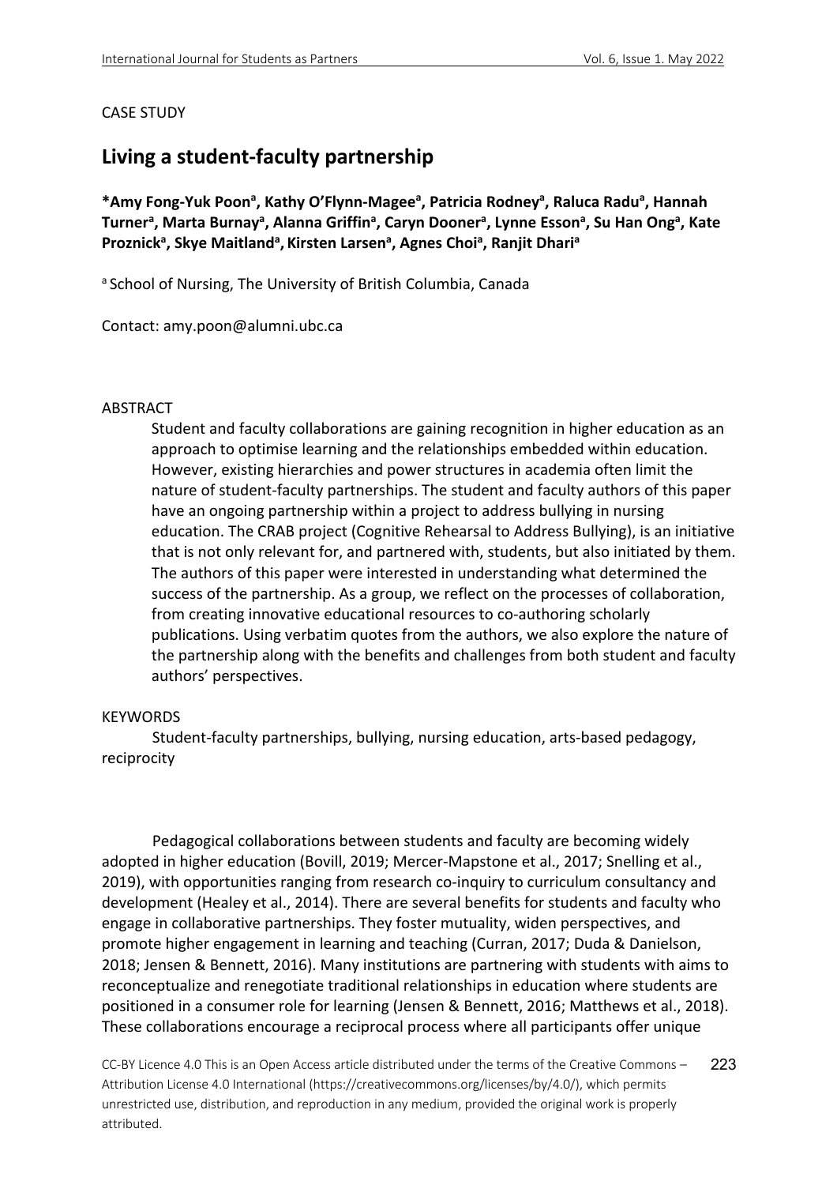CASE STUDY

# Living a student-faculty partnership

**\*Amy Fong-Yuk Poon[a], Kathy O'Flynn-Magee[a], Patricia Rodney[a], Raluca Radu[a], Hannah Turner[a], Marta Burnay[a], Alanna Griffin[a], Caryn Dooner[a], Lynne Esson[a], Su Han Ong[a], Kate Proznick[a], Skye Maitland[a], Kirsten Larsen[a], Agnes Choi[a], Ranjit Dhari[a]**

[a] School of Nursing, The University of British Columbia, Canada

Contact: amy.poon@alumni.ubc.ca

## ABSTRACT

Student and faculty collaborations are gaining recognition in higher education as an approach to optimise learning and the relationships embedded within education. However, existing hierarchies and power structures in academia often limit the nature of student-faculty partnerships. The student and faculty authors of this paper have an ongoing partnership within a project to address bullying in nursing education. The CRAB project (Cognitive Rehearsal to Address Bullying), is an initiative that is not only relevant for, and partnered with, students, but also initiated by them. The authors of this paper were interested in understanding what determined the success of the partnership. As a group, we reflect on the processes of collaboration, from creating innovative educational resources to co-authoring scholarly publications. Using verbatim quotes from the authors, we also explore the nature of the partnership along with the benefits and challenges from both student and faculty authors' perspectives.

## KEYWORDS

Student-faculty partnerships, bullying, nursing education, arts-based pedagogy, reciprocity

Pedagogical collaborations between students and faculty are becoming widely adopted in higher education (Bovill, 2019; Mercer-Mapstone et al., 2017; Snelling et al., 2019), with opportunities ranging from research co-inquiry to curriculum consultancy and development (Healey et al., 2014). There are several benefits for students and faculty who engage in collaborative partnerships. They foster mutuality, widen perspectives, and promote higher engagement in learning and teaching (Curran, 2017; Duda & Danielson, 2018; Jensen & Bennett, 2016). Many institutions are partnering with students with aims to reconceptualize and renegotiate traditional relationships in education where students are positioned in a consumer role for learning (Jensen & Bennett, 2016; Matthews et al., 2018). These collaborations encourage a reciprocal process where all participants offer unique

CC-BY Licence 4.0 This is an Open Access article distributed under the terms of the Creative Commons – Attribution License 4.0 International (https://creativecommons.org/licenses/by/4.0/), which permits unrestricted use, distribution, and reproduction in any medium, provided the original work is properly attributed.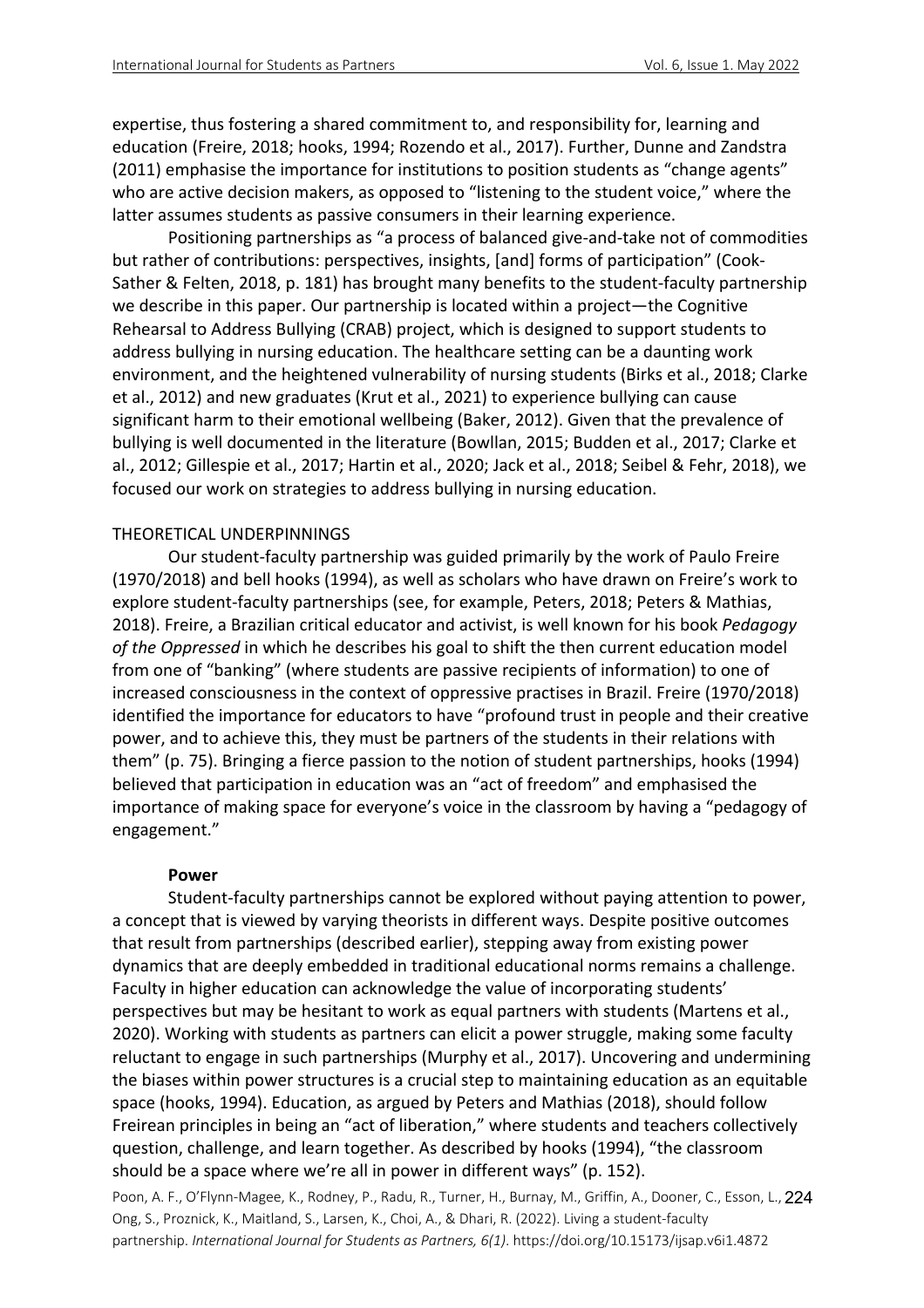expertise, thus fostering a shared commitment to, and responsibility for, learning and education (Freire, 2018; hooks, 1994; Rozendo et al., 2017). Further, Dunne and Zandstra (2011) emphasise the importance for institutions to position students as "change agents" who are active decision makers, as opposed to "listening to the student voice," where the latter assumes students as passive consumers in their learning experience.

Positioning partnerships as "a process of balanced give-and-take not of commodities but rather of contributions: perspectives, insights, [and] forms of participation" (Cook-Sather & Felten, 2018, p. 181) has brought many benefits to the student-faculty partnership we describe in this paper. Our partnership is located within a project—the Cognitive Rehearsal to Address Bullying (CRAB) project, which is designed to support students to address bullying in nursing education. The healthcare setting can be a daunting work environment, and the heightened vulnerability of nursing students (Birks et al., 2018; Clarke et al., 2012) and new graduates (Krut et al., 2021) to experience bullying can cause significant harm to their emotional wellbeing (Baker, 2012). Given that the prevalence of bullying is well documented in the literature (Bowllan, 2015; Budden et al., 2017; Clarke et al., 2012; Gillespie et al., 2017; Hartin et al., 2020; Jack et al., 2018; Seibel & Fehr, 2018), we focused our work on strategies to address bullying in nursing education.

## THEORETICAL UNDERPINNINGS

Our student-faculty partnership was guided primarily by the work of Paulo Freire (1970/2018) and bell hooks (1994), as well as scholars who have drawn on Freire's work to explore student-faculty partnerships (see, for example, Peters, 2018; Peters & Mathias, 2018). Freire, a Brazilian critical educator and activist, is well known for his book *Pedagogy of the Oppressed* in which he describes his goal to shift the then current education model from one of "banking" (where students are passive recipients of information) to one of increased consciousness in the context of oppressive practises in Brazil. Freire (1970/2018) identified the importance for educators to have "profound trust in people and their creative power, and to achieve this, they must be partners of the students in their relations with them" (p. 75). Bringing a fierce passion to the notion of student partnerships, hooks (1994) believed that participation in education was an "act of freedom" and emphasised the importance of making space for everyone's voice in the classroom by having a "pedagogy of engagement."

### Power

Student-faculty partnerships cannot be explored without paying attention to power, a concept that is viewed by varying theorists in different ways. Despite positive outcomes that result from partnerships (described earlier), stepping away from existing power dynamics that are deeply embedded in traditional educational norms remains a challenge. Faculty in higher education can acknowledge the value of incorporating students' perspectives but may be hesitant to work as equal partners with students (Martens et al., 2020). Working with students as partners can elicit a power struggle, making some faculty reluctant to engage in such partnerships (Murphy et al., 2017). Uncovering and undermining the biases within power structures is a crucial step to maintaining education as an equitable space (hooks, 1994). Education, as argued by Peters and Mathias (2018), should follow Freirean principles in being an "act of liberation," where students and teachers collectively question, challenge, and learn together. As described by hooks (1994), "the classroom should be a space where we're all in power in different ways" (p. 152).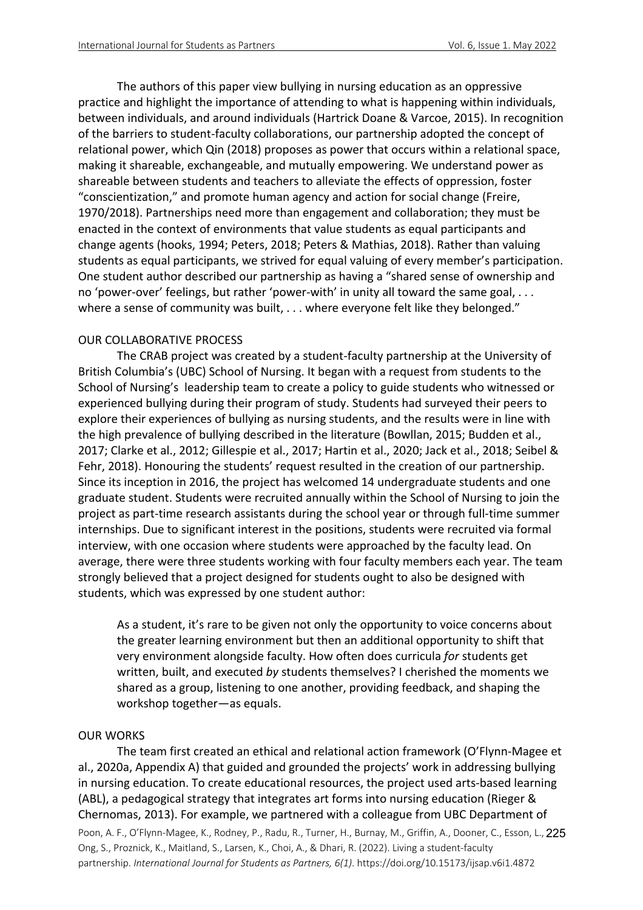The authors of this paper view bullying in nursing education as an oppressive practice and highlight the importance of attending to what is happening within individuals, between individuals, and around individuals (Hartrick Doane & Varcoe, 2015). In recognition of the barriers to student-faculty collaborations, our partnership adopted the concept of relational power, which Qin (2018) proposes as power that occurs within a relational space, making it shareable, exchangeable, and mutually empowering. We understand power as shareable between students and teachers to alleviate the effects of oppression, foster "conscientization," and promote human agency and action for social change (Freire, 1970/2018). Partnerships need more than engagement and collaboration; they must be enacted in the context of environments that value students as equal participants and change agents (hooks, 1994; Peters, 2018; Peters & Mathias, 2018). Rather than valuing students as equal participants, we strived for equal valuing of every member's participation. One student author described our partnership as having a "shared sense of ownership and no 'power-over' feelings, but rather 'power-with' in unity all toward the same goal, . . . where a sense of community was built, . . . where everyone felt like they belonged."

## OUR COLLABORATIVE PROCESS

The CRAB project was created by a student-faculty partnership at the University of British Columbia's (UBC) School of Nursing. It began with a request from students to the School of Nursing's leadership team to create a policy to guide students who witnessed or experienced bullying during their program of study. Students had surveyed their peers to explore their experiences of bullying as nursing students, and the results were in line with the high prevalence of bullying described in the literature (Bowllan, 2015; Budden et al., 2017; Clarke et al., 2012; Gillespie et al., 2017; Hartin et al., 2020; Jack et al., 2018; Seibel & Fehr, 2018). Honouring the students' request resulted in the creation of our partnership. Since its inception in 2016, the project has welcomed 14 undergraduate students and one graduate student. Students were recruited annually within the School of Nursing to join the project as part-time research assistants during the school year or through full-time summer internships. Due to significant interest in the positions, students were recruited via formal interview, with one occasion where students were approached by the faculty lead. On average, there were three students working with four faculty members each year. The team strongly believed that a project designed for students ought to also be designed with students, which was expressed by one student author:

> As a student, it's rare to be given not only the opportunity to voice concerns about the greater learning environment but then an additional opportunity to shift that very environment alongside faculty. How often does curricula *for* students get written, built, and executed *by* students themselves? I cherished the moments we shared as a group, listening to one another, providing feedback, and shaping the workshop together—as equals.

## OUR WORKS

The team first created an ethical and relational action framework (O'Flynn-Magee et al., 2020a, Appendix A) that guided and grounded the projects' work in addressing bullying in nursing education. To create educational resources, the project used arts-based learning (ABL), a pedagogical strategy that integrates art forms into nursing education (Rieger & Chernomas, 2013). For example, we partnered with a colleague from UBC Department of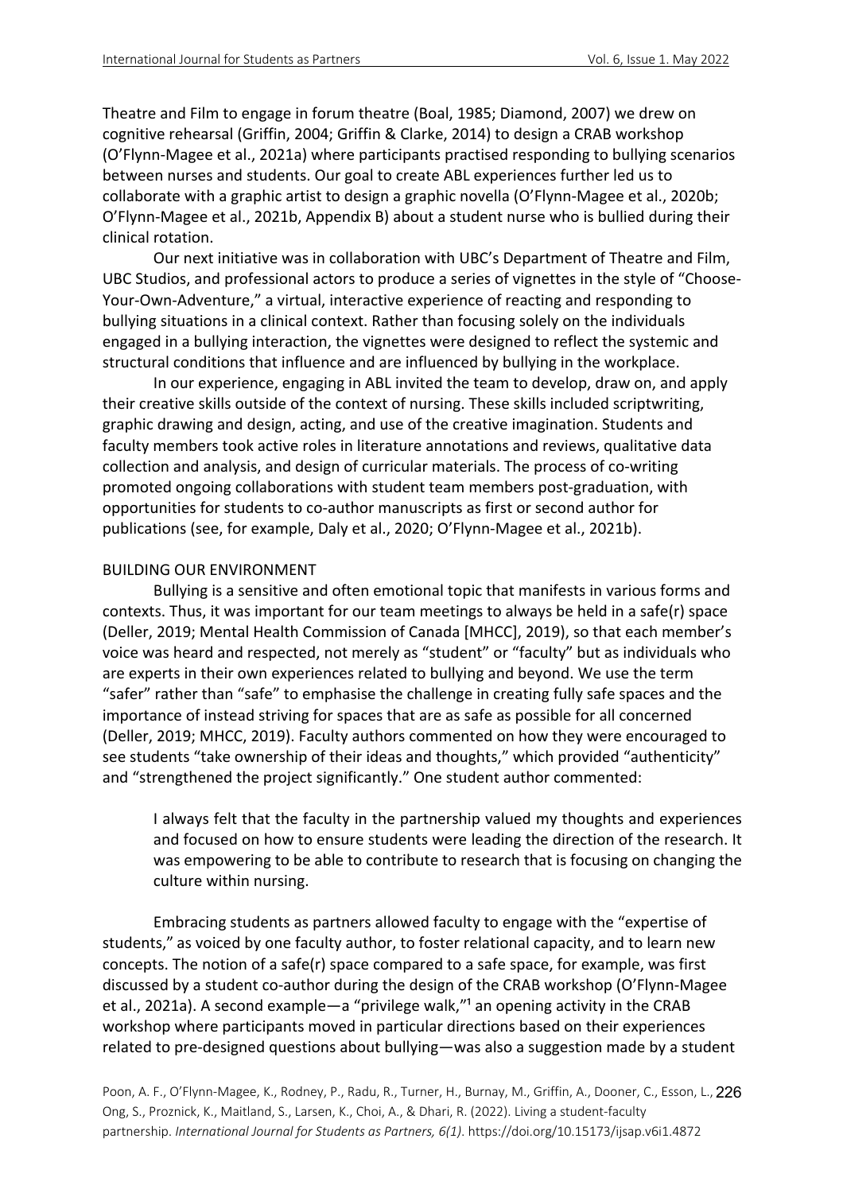Theatre and Film to engage in forum theatre (Boal, 1985; Diamond, 2007) we drew on cognitive rehearsal (Griffin, 2004; Griffin & Clarke, 2014) to design a CRAB workshop (O'Flynn-Magee et al., 2021a) where participants practised responding to bullying scenarios between nurses and students. Our goal to create ABL experiences further led us to collaborate with a graphic artist to design a graphic novella (O'Flynn-Magee et al., 2020b; O'Flynn-Magee et al., 2021b, Appendix B) about a student nurse who is bullied during their clinical rotation.

Our next initiative was in collaboration with UBC's Department of Theatre and Film, UBC Studios, and professional actors to produce a series of vignettes in the style of "Choose-Your-Own-Adventure," a virtual, interactive experience of reacting and responding to bullying situations in a clinical context. Rather than focusing solely on the individuals engaged in a bullying interaction, the vignettes were designed to reflect the systemic and structural conditions that influence and are influenced by bullying in the workplace.

In our experience, engaging in ABL invited the team to develop, draw on, and apply their creative skills outside of the context of nursing. These skills included scriptwriting, graphic drawing and design, acting, and use of the creative imagination. Students and faculty members took active roles in literature annotations and reviews, qualitative data collection and analysis, and design of curricular materials. The process of co-writing promoted ongoing collaborations with student team members post-graduation, with opportunities for students to co-author manuscripts as first or second author for publications (see, for example, Daly et al., 2020; O'Flynn-Magee et al., 2021b).

## BUILDING OUR ENVIRONMENT

Bullying is a sensitive and often emotional topic that manifests in various forms and contexts. Thus, it was important for our team meetings to always be held in a safe(r) space (Deller, 2019; Mental Health Commission of Canada [MHCC], 2019), so that each member's voice was heard and respected, not merely as "student" or "faculty" but as individuals who are experts in their own experiences related to bullying and beyond. We use the term "safer" rather than "safe" to emphasise the challenge in creating fully safe spaces and the importance of instead striving for spaces that are as safe as possible for all concerned (Deller, 2019; MHCC, 2019). Faculty authors commented on how they were encouraged to see students "take ownership of their ideas and thoughts," which provided "authenticity" and "strengthened the project significantly." One student author commented:

> I always felt that the faculty in the partnership valued my thoughts and experiences and focused on how to ensure students were leading the direction of the research. It was empowering to be able to contribute to research that is focusing on changing the culture within nursing.

Embracing students as partners allowed faculty to engage with the "expertise of students," as voiced by one faculty author, to foster relational capacity, and to learn new concepts. The notion of a safe(r) space compared to a safe space, for example, was first discussed by a student co-author during the design of the CRAB workshop (O'Flynn-Magee et al., 2021a). A second example—a "privilege walk,"[1] an opening activity in the CRAB workshop where participants moved in particular directions based on their experiences related to pre-designed questions about bullying—was also a suggestion made by a student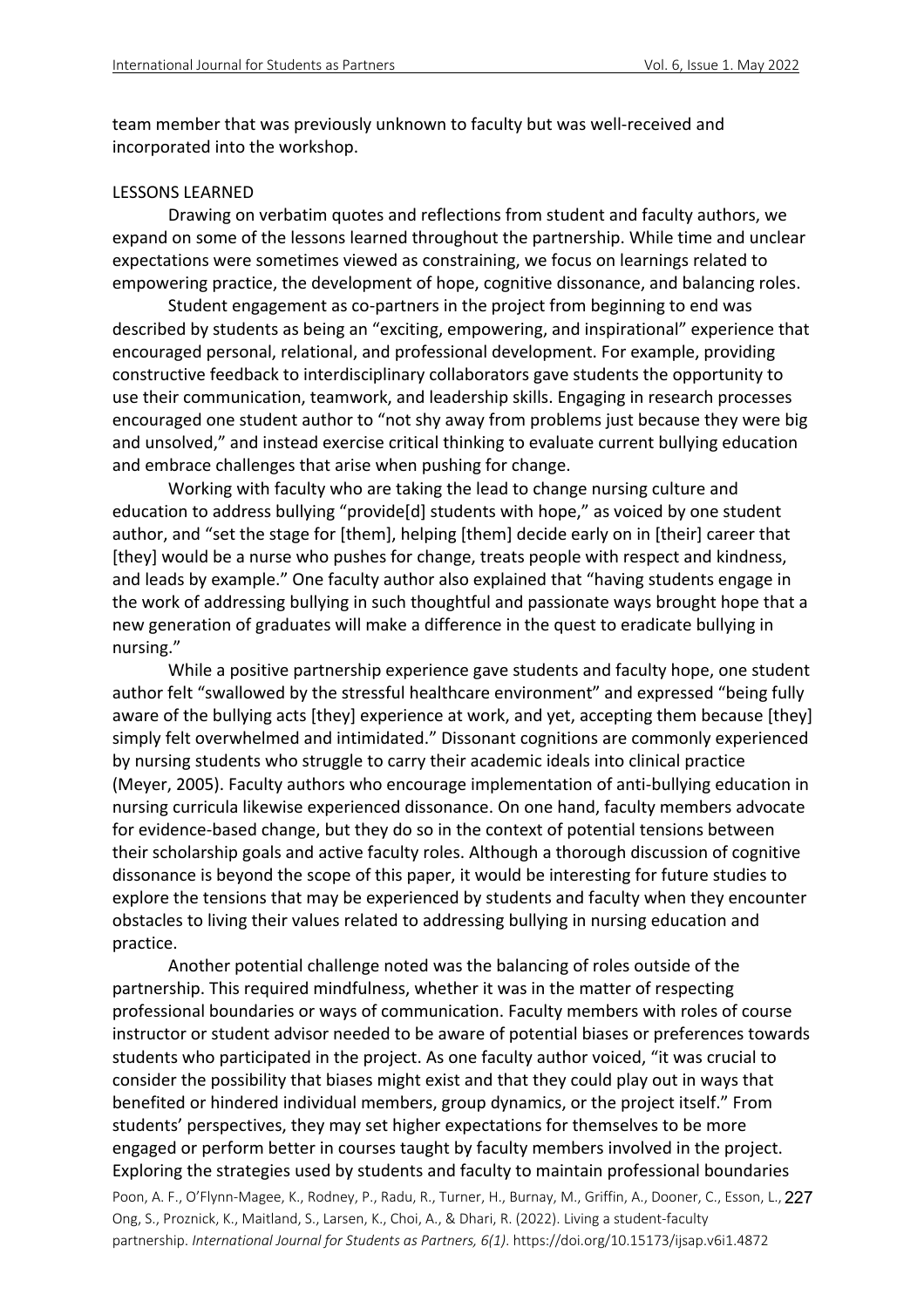team member that was previously unknown to faculty but was well-received and incorporated into the workshop.

## LESSONS LEARNED

Drawing on verbatim quotes and reflections from student and faculty authors, we expand on some of the lessons learned throughout the partnership. While time and unclear expectations were sometimes viewed as constraining, we focus on learnings related to empowering practice, the development of hope, cognitive dissonance, and balancing roles.

Student engagement as co-partners in the project from beginning to end was described by students as being an "exciting, empowering, and inspirational" experience that encouraged personal, relational, and professional development. For example, providing constructive feedback to interdisciplinary collaborators gave students the opportunity to use their communication, teamwork, and leadership skills. Engaging in research processes encouraged one student author to "not shy away from problems just because they were big and unsolved," and instead exercise critical thinking to evaluate current bullying education and embrace challenges that arise when pushing for change.

Working with faculty who are taking the lead to change nursing culture and education to address bullying "provide[d] students with hope," as voiced by one student author, and "set the stage for [them], helping [them] decide early on in [their] career that [they] would be a nurse who pushes for change, treats people with respect and kindness, and leads by example." One faculty author also explained that "having students engage in the work of addressing bullying in such thoughtful and passionate ways brought hope that a new generation of graduates will make a difference in the quest to eradicate bullying in nursing."

While a positive partnership experience gave students and faculty hope, one student author felt "swallowed by the stressful healthcare environment" and expressed "being fully aware of the bullying acts [they] experience at work, and yet, accepting them because [they] simply felt overwhelmed and intimidated." Dissonant cognitions are commonly experienced by nursing students who struggle to carry their academic ideals into clinical practice (Meyer, 2005). Faculty authors who encourage implementation of anti-bullying education in nursing curricula likewise experienced dissonance. On one hand, faculty members advocate for evidence-based change, but they do so in the context of potential tensions between their scholarship goals and active faculty roles. Although a thorough discussion of cognitive dissonance is beyond the scope of this paper, it would be interesting for future studies to explore the tensions that may be experienced by students and faculty when they encounter obstacles to living their values related to addressing bullying in nursing education and practice.

Another potential challenge noted was the balancing of roles outside of the partnership. This required mindfulness, whether it was in the matter of respecting professional boundaries or ways of communication. Faculty members with roles of course instructor or student advisor needed to be aware of potential biases or preferences towards students who participated in the project. As one faculty author voiced, "it was crucial to consider the possibility that biases might exist and that they could play out in ways that benefited or hindered individual members, group dynamics, or the project itself." From students' perspectives, they may set higher expectations for themselves to be more engaged or perform better in courses taught by faculty members involved in the project. Exploring the strategies used by students and faculty to maintain professional boundaries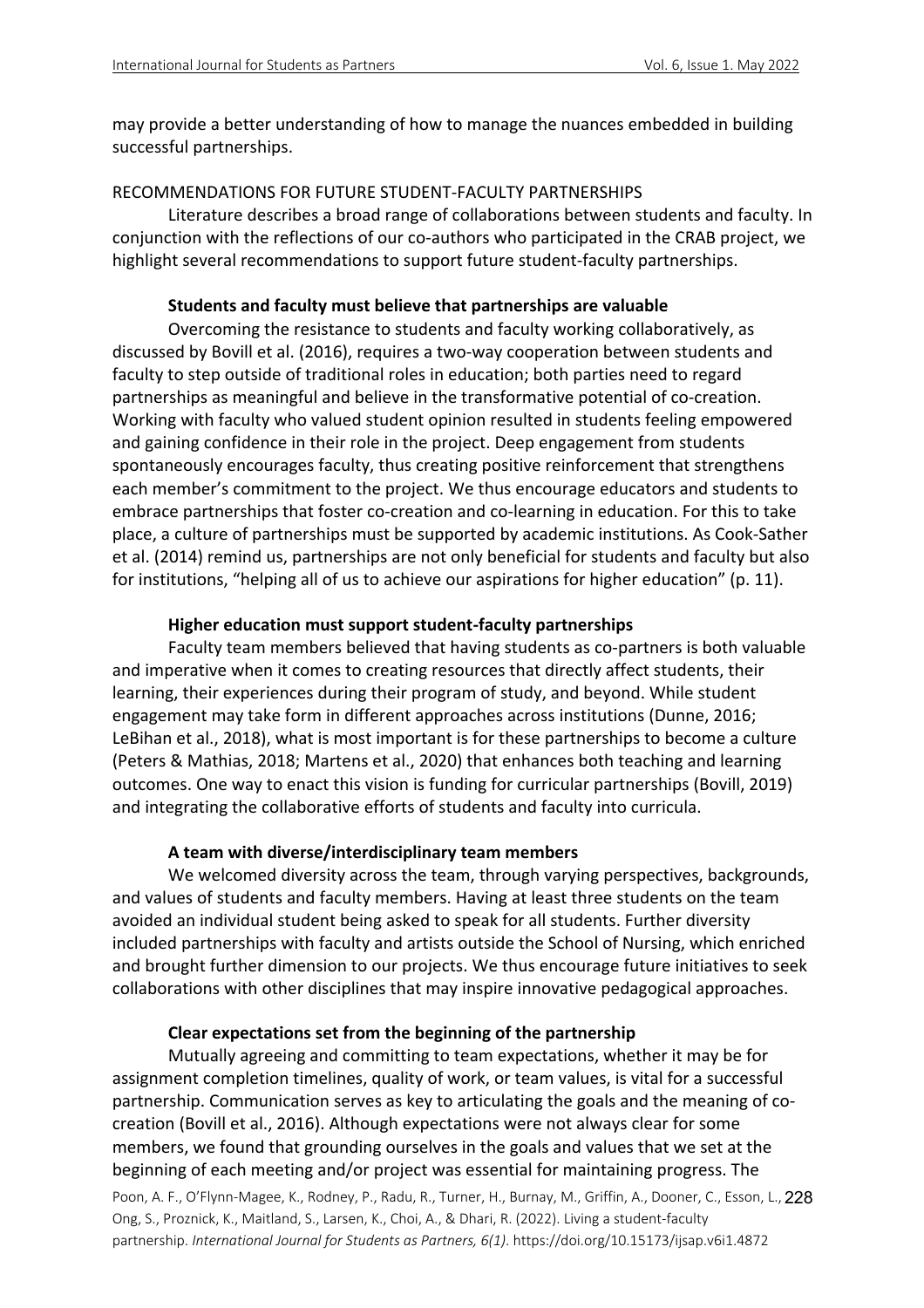may provide a better understanding of how to manage the nuances embedded in building successful partnerships.

## RECOMMENDATIONS FOR FUTURE STUDENT-FACULTY PARTNERSHIPS

Literature describes a broad range of collaborations between students and faculty. In conjunction with the reflections of our co-authors who participated in the CRAB project, we highlight several recommendations to support future student-faculty partnerships.

### Students and faculty must believe that partnerships are valuable

Overcoming the resistance to students and faculty working collaboratively, as discussed by Bovill et al. (2016), requires a two-way cooperation between students and faculty to step outside of traditional roles in education; both parties need to regard partnerships as meaningful and believe in the transformative potential of co-creation. Working with faculty who valued student opinion resulted in students feeling empowered and gaining confidence in their role in the project. Deep engagement from students spontaneously encourages faculty, thus creating positive reinforcement that strengthens each member's commitment to the project. We thus encourage educators and students to embrace partnerships that foster co-creation and co-learning in education. For this to take place, a culture of partnerships must be supported by academic institutions. As Cook-Sather et al. (2014) remind us, partnerships are not only beneficial for students and faculty but also for institutions, "helping all of us to achieve our aspirations for higher education" (p. 11).

### Higher education must support student-faculty partnerships

Faculty team members believed that having students as co-partners is both valuable and imperative when it comes to creating resources that directly affect students, their learning, their experiences during their program of study, and beyond. While student engagement may take form in different approaches across institutions (Dunne, 2016; LeBihan et al., 2018), what is most important is for these partnerships to become a culture (Peters & Mathias, 2018; Martens et al., 2020) that enhances both teaching and learning outcomes. One way to enact this vision is funding for curricular partnerships (Bovill, 2019) and integrating the collaborative efforts of students and faculty into curricula.

### A team with diverse/interdisciplinary team members

We welcomed diversity across the team, through varying perspectives, backgrounds, and values of students and faculty members. Having at least three students on the team avoided an individual student being asked to speak for all students. Further diversity included partnerships with faculty and artists outside the School of Nursing, which enriched and brought further dimension to our projects. We thus encourage future initiatives to seek collaborations with other disciplines that may inspire innovative pedagogical approaches.

### Clear expectations set from the beginning of the partnership

Mutually agreeing and committing to team expectations, whether it may be for assignment completion timelines, quality of work, or team values, is vital for a successful partnership. Communication serves as key to articulating the goals and the meaning of co-creation (Bovill et al., 2016). Although expectations were not always clear for some members, we found that grounding ourselves in the goals and values that we set at the beginning of each meeting and/or project was essential for maintaining progress. The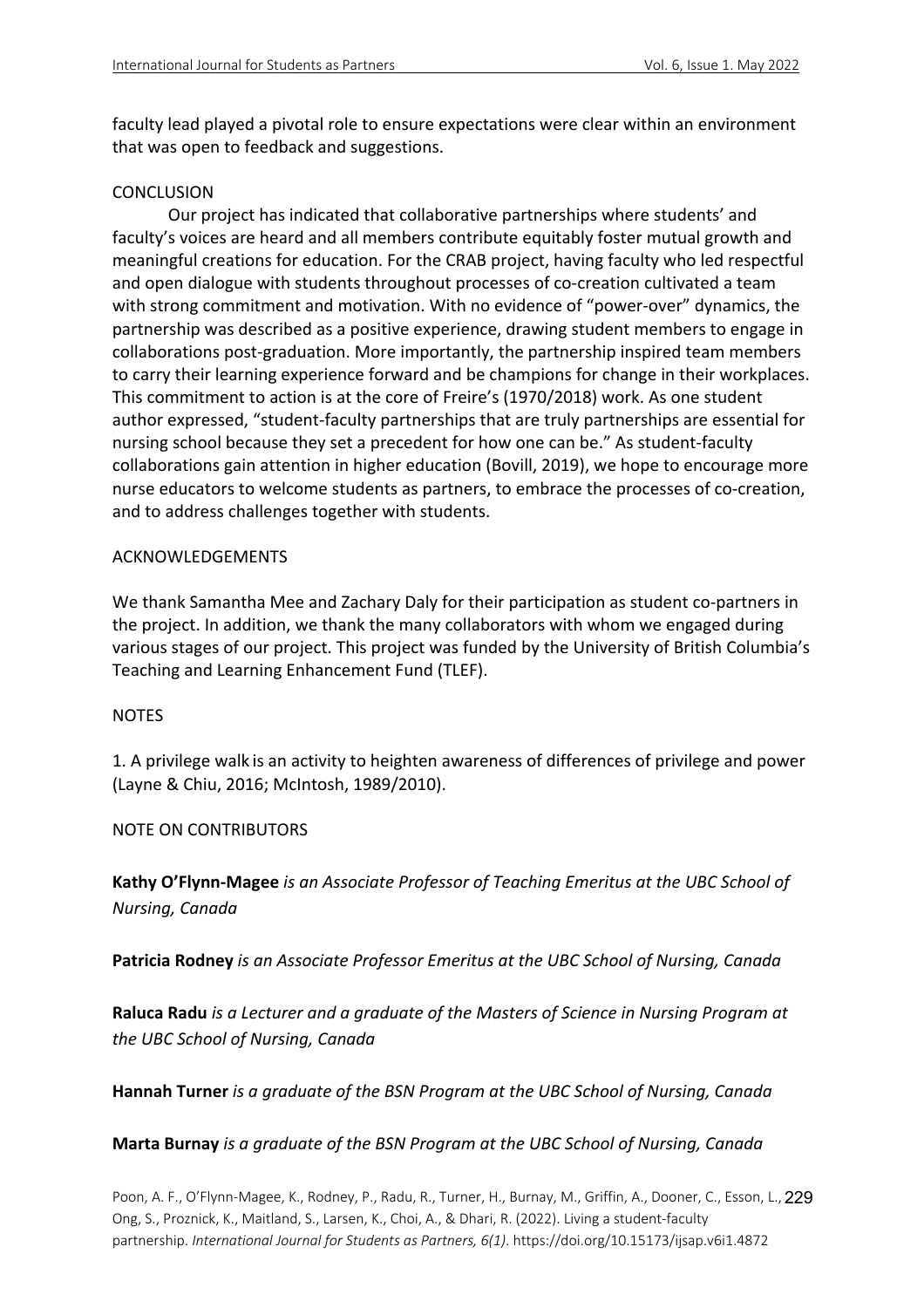faculty lead played a pivotal role to ensure expectations were clear within an environment that was open to feedback and suggestions.

## CONCLUSION

Our project has indicated that collaborative partnerships where students' and faculty's voices are heard and all members contribute equitably foster mutual growth and meaningful creations for education. For the CRAB project, having faculty who led respectful and open dialogue with students throughout processes of co-creation cultivated a team with strong commitment and motivation. With no evidence of "power-over" dynamics, the partnership was described as a positive experience, drawing student members to engage in collaborations post-graduation. More importantly, the partnership inspired team members to carry their learning experience forward and be champions for change in their workplaces. This commitment to action is at the core of Freire's (1970/2018) work. As one student author expressed, "student-faculty partnerships that are truly partnerships are essential for nursing school because they set a precedent for how one can be." As student-faculty collaborations gain attention in higher education (Bovill, 2019), we hope to encourage more nurse educators to welcome students as partners, to embrace the processes of co-creation, and to address challenges together with students.

## ACKNOWLEDGEMENTS

We thank Samantha Mee and Zachary Daly for their participation as student co-partners in the project. In addition, we thank the many collaborators with whom we engaged during various stages of our project. This project was funded by the University of British Columbia's Teaching and Learning Enhancement Fund (TLEF).

## NOTES

1. A privilege walk is an activity to heighten awareness of differences of privilege and power (Layne & Chiu, 2016; McIntosh, 1989/2010).

## NOTE ON CONTRIBUTORS

**Kathy O'Flynn-Magee** *is an Associate Professor of Teaching Emeritus at the UBC School of Nursing, Canada*

**Patricia Rodney** *is an Associate Professor Emeritus at the UBC School of Nursing, Canada*

**Raluca Radu** *is a Lecturer and a graduate of the Masters of Science in Nursing Program at the UBC School of Nursing, Canada*

**Hannah Turner** *is a graduate of the BSN Program at the UBC School of Nursing, Canada*

**Marta Burnay** *is a graduate of the BSN Program at the UBC School of Nursing, Canada*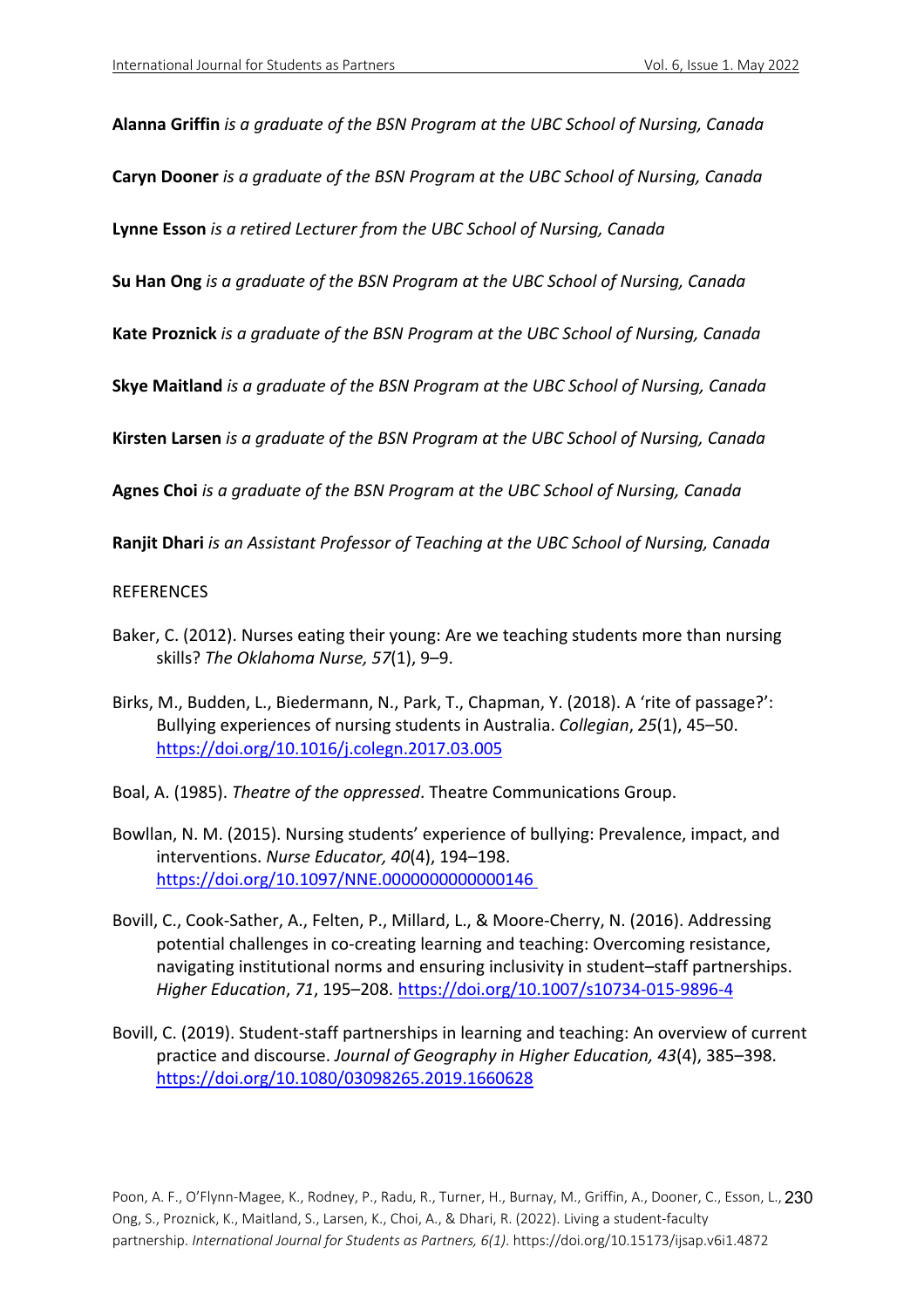**Alanna Griffin** *is a graduate of the BSN Program at the UBC School of Nursing, Canada*

**Caryn Dooner** *is a graduate of the BSN Program at the UBC School of Nursing, Canada*

**Lynne Esson** *is a retired Lecturer from the UBC School of Nursing, Canada*

**Su Han Ong** *is a graduate of the BSN Program at the UBC School of Nursing, Canada*

**Kate Proznick** *is a graduate of the BSN Program at the UBC School of Nursing, Canada*

**Skye Maitland** *is a graduate of the BSN Program at the UBC School of Nursing, Canada*

**Kirsten Larsen** *is a graduate of the BSN Program at the UBC School of Nursing, Canada*

**Agnes Choi** *is a graduate of the BSN Program at the UBC School of Nursing, Canada*

**Ranjit Dhari** *is an Assistant Professor of Teaching at the UBC School of Nursing, Canada*

## REFERENCES

Baker, C. (2012). Nurses eating their young: Are we teaching students more than nursing skills? *The Oklahoma Nurse, 57*(1), 9–9.

Birks, M., Budden, L., Biedermann, N., Park, T., Chapman, Y. (2018). A 'rite of passage?': Bullying experiences of nursing students in Australia. *Collegian*, *25*(1), 45–50. https://doi.org/10.1016/j.colegn.2017.03.005

Boal, A. (1985). *Theatre of the oppressed*. Theatre Communications Group.

Bowllan, N. M. (2015). Nursing students' experience of bullying: Prevalence, impact, and interventions. *Nurse Educator, 40*(4), 194–198. https://doi.org/10.1097/NNE.0000000000000146

Bovill, C., Cook-Sather, A., Felten, P., Millard, L., & Moore-Cherry, N. (2016). Addressing potential challenges in co-creating learning and teaching: Overcoming resistance, navigating institutional norms and ensuring inclusivity in student–staff partnerships. *Higher Education*, *71*, 195–208. https://doi.org/10.1007/s10734-015-9896-4

Bovill, C. (2019). Student-staff partnerships in learning and teaching: An overview of current practice and discourse. *Journal of Geography in Higher Education, 43*(4), 385–398. https://doi.org/10.1080/03098265.2019.1660628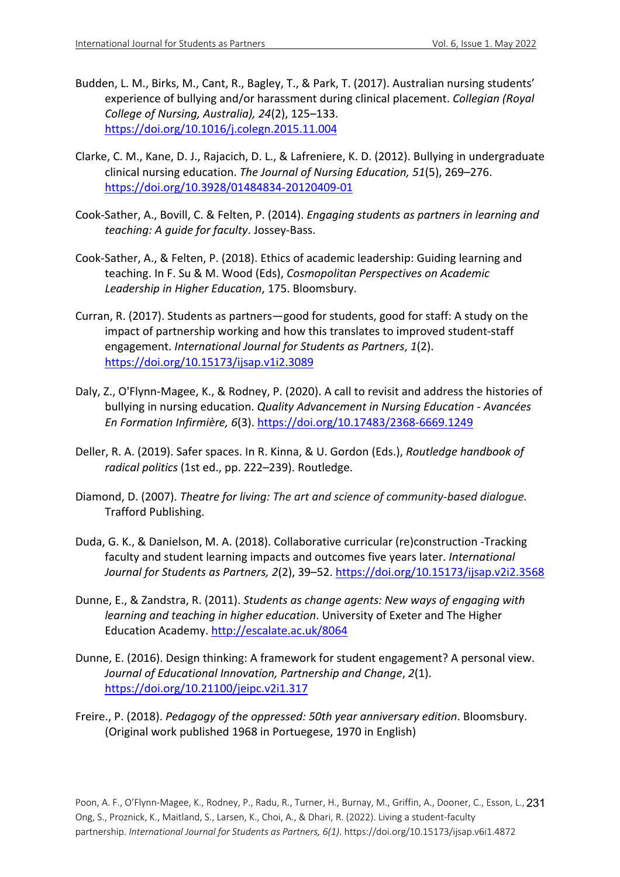Budden, L. M., Birks, M., Cant, R., Bagley, T., & Park, T. (2017). Australian nursing students' experience of bullying and/or harassment during clinical placement. *Collegian (Royal College of Nursing, Australia), 24*(2), 125–133. https://doi.org/10.1016/j.colegn.2015.11.004

Clarke, C. M., Kane, D. J., Rajacich, D. L., & Lafreniere, K. D. (2012). Bullying in undergraduate clinical nursing education. *The Journal of Nursing Education, 51*(5), 269–276. https://doi.org/10.3928/01484834-20120409-01

Cook-Sather, A., Bovill, C. & Felten, P. (2014). *Engaging students as partners in learning and teaching: A guide for faculty*. Jossey-Bass.

Cook-Sather, A., & Felten, P. (2018). Ethics of academic leadership: Guiding learning and teaching. In F. Su & M. Wood (Eds), *Cosmopolitan Perspectives on Academic Leadership in Higher Education*, 175. Bloomsbury.

Curran, R. (2017). Students as partners—good for students, good for staff: A study on the impact of partnership working and how this translates to improved student-staff engagement. *International Journal for Students as Partners*, *1*(2). https://doi.org/10.15173/ijsap.v1i2.3089

Daly, Z., O'Flynn-Magee, K., & Rodney, P. (2020). A call to revisit and address the histories of bullying in nursing education. *Quality Advancement in Nursing Education - Avancées En Formation Infirmière, 6*(3). https://doi.org/10.17483/2368-6669.1249

Deller, R. A. (2019). Safer spaces. In R. Kinna, & U. Gordon (Eds.), *Routledge handbook of radical politics* (1st ed., pp. 222–239). Routledge.

Diamond, D. (2007). *Theatre for living: The art and science of community-based dialogue.* Trafford Publishing.

Duda, G. K., & Danielson, M. A. (2018). Collaborative curricular (re)construction -Tracking faculty and student learning impacts and outcomes five years later. *International Journal for Students as Partners, 2*(2), 39–52. https://doi.org/10.15173/ijsap.v2i2.3568

Dunne, E., & Zandstra, R. (2011). *Students as change agents: New ways of engaging with learning and teaching in higher education*. University of Exeter and The Higher Education Academy. http://escalate.ac.uk/8064

Dunne, E. (2016). Design thinking: A framework for student engagement? A personal view. *Journal of Educational Innovation, Partnership and Change*, *2*(1). https://doi.org/10.21100/jeipc.v2i1.317

Freire., P. (2018). *Pedagogy of the oppressed: 50th year anniversary edition*. Bloomsbury. (Original work published 1968 in Portuegese, 1970 in English)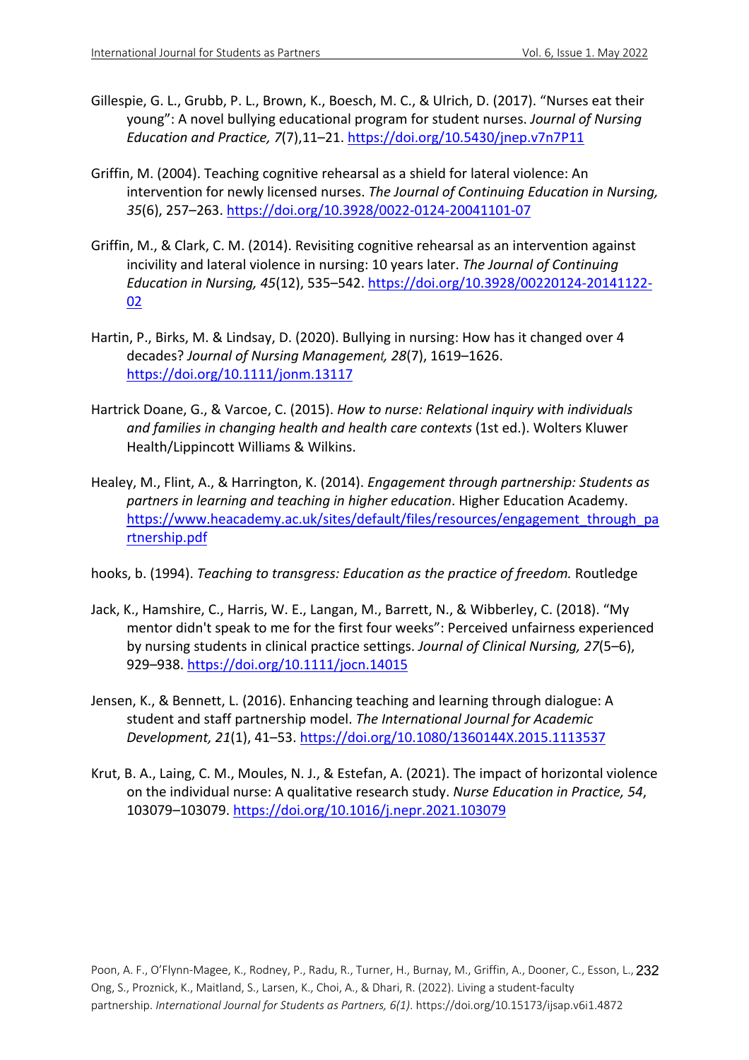Gillespie, G. L., Grubb, P. L., Brown, K., Boesch, M. C., & Ulrich, D. (2017). "Nurses eat their young": A novel bullying educational program for student nurses. *Journal of Nursing Education and Practice, 7*(7),11–21. https://doi.org/10.5430/jnep.v7n7P11

Griffin, M. (2004). Teaching cognitive rehearsal as a shield for lateral violence: An intervention for newly licensed nurses. *The Journal of Continuing Education in Nursing, 35*(6), 257–263. https://doi.org/10.3928/0022-0124-20041101-07

Griffin, M., & Clark, C. M. (2014). Revisiting cognitive rehearsal as an intervention against incivility and lateral violence in nursing: 10 years later. *The Journal of Continuing Education in Nursing, 45*(12), 535–542. https://doi.org/10.3928/00220124-20141122-02

Hartin, P., Birks, M. & Lindsay, D. (2020). Bullying in nursing: How has it changed over 4 decades? *Journal of Nursing Management, 28*(7), 1619–1626. https://doi.org/10.1111/jonm.13117

Hartrick Doane, G., & Varcoe, C. (2015). *How to nurse: Relational inquiry with individuals and families in changing health and health care contexts* (1st ed.). Wolters Kluwer Health/Lippincott Williams & Wilkins.

Healey, M., Flint, A., & Harrington, K. (2014). *Engagement through partnership: Students as partners in learning and teaching in higher education*. Higher Education Academy. https://www.heacademy.ac.uk/sites/default/files/resources/engagement_through_partnership.pdf

hooks, b. (1994). *Teaching to transgress: Education as the practice of freedom.* Routledge

Jack, K., Hamshire, C., Harris, W. E., Langan, M., Barrett, N., & Wibberley, C. (2018). "My mentor didn't speak to me for the first four weeks": Perceived unfairness experienced by nursing students in clinical practice settings. *Journal of Clinical Nursing, 27*(5–6), 929–938. https://doi.org/10.1111/jocn.14015

Jensen, K., & Bennett, L. (2016). Enhancing teaching and learning through dialogue: A student and staff partnership model. *The International Journal for Academic Development, 21*(1), 41–53. https://doi.org/10.1080/1360144X.2015.1113537

Krut, B. A., Laing, C. M., Moules, N. J., & Estefan, A. (2021). The impact of horizontal violence on the individual nurse: A qualitative research study. *Nurse Education in Practice, 54*, 103079–103079. https://doi.org/10.1016/j.nepr.2021.103079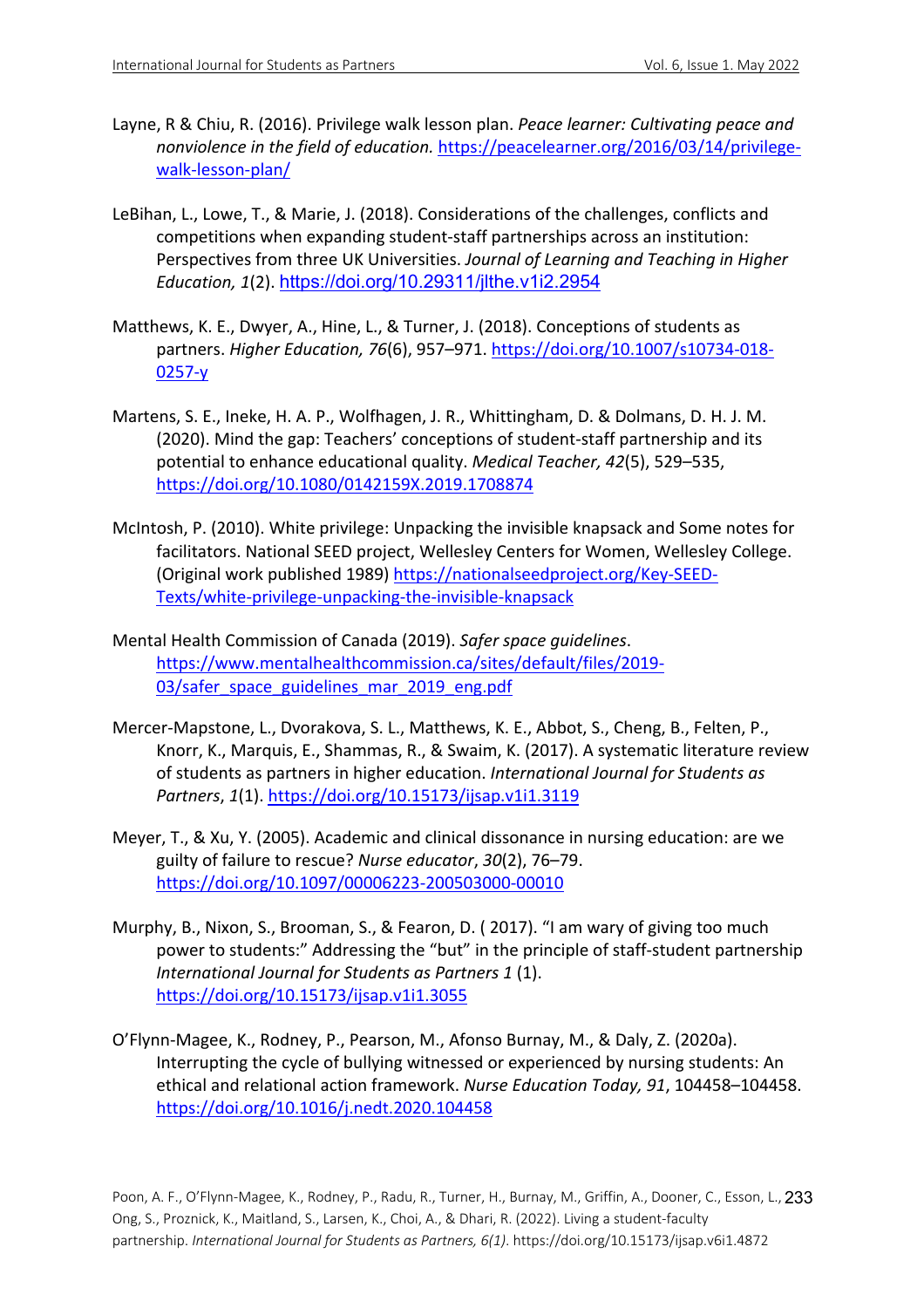Layne, R & Chiu, R. (2016). Privilege walk lesson plan. *Peace learner: Cultivating peace and nonviolence in the field of education.* https://peacelearner.org/2016/03/14/privilege-walk-lesson-plan/

LeBihan, L., Lowe, T., & Marie, J. (2018). Considerations of the challenges, conflicts and competitions when expanding student-staff partnerships across an institution: Perspectives from three UK Universities. *Journal of Learning and Teaching in Higher Education, 1*(2). https://doi.org/10.29311/jlthe.v1i2.2954

Matthews, K. E., Dwyer, A., Hine, L., & Turner, J. (2018). Conceptions of students as partners. *Higher Education, 76*(6), 957–971. https://doi.org/10.1007/s10734-018-0257-y

Martens, S. E., Ineke, H. A. P., Wolfhagen, J. R., Whittingham, D. & Dolmans, D. H. J. M. (2020). Mind the gap: Teachers' conceptions of student-staff partnership and its potential to enhance educational quality. *Medical Teacher, 42*(5), 529–535, https://doi.org/10.1080/0142159X.2019.1708874

McIntosh, P. (2010). White privilege: Unpacking the invisible knapsack and Some notes for facilitators. National SEED project, Wellesley Centers for Women, Wellesley College. (Original work published 1989) https://nationalseedproject.org/Key-SEED-Texts/white-privilege-unpacking-the-invisible-knapsack

Mental Health Commission of Canada (2019). *Safer space guidelines*. https://www.mentalhealthcommission.ca/sites/default/files/2019-03/safer_space_guidelines_mar_2019_eng.pdf

Mercer-Mapstone, L., Dvorakova, S. L., Matthews, K. E., Abbot, S., Cheng, B., Felten, P., Knorr, K., Marquis, E., Shammas, R., & Swaim, K. (2017). A systematic literature review of students as partners in higher education. *International Journal for Students as Partners*, *1*(1). https://doi.org/10.15173/ijsap.v1i1.3119

Meyer, T., & Xu, Y. (2005). Academic and clinical dissonance in nursing education: are we guilty of failure to rescue? *Nurse educator*, *30*(2), 76–79. https://doi.org/10.1097/00006223-200503000-00010

Murphy, B., Nixon, S., Brooman, S., & Fearon, D. ( 2017). "I am wary of giving too much power to students:" Addressing the "but" in the principle of staff-student partnership *International Journal for Students as Partners 1* (1). https://doi.org/10.15173/ijsap.v1i1.3055

O'Flynn-Magee, K., Rodney, P., Pearson, M., Afonso Burnay, M., & Daly, Z. (2020a). Interrupting the cycle of bullying witnessed or experienced by nursing students: An ethical and relational action framework. *Nurse Education Today, 91*, 104458–104458. https://doi.org/10.1016/j.nedt.2020.104458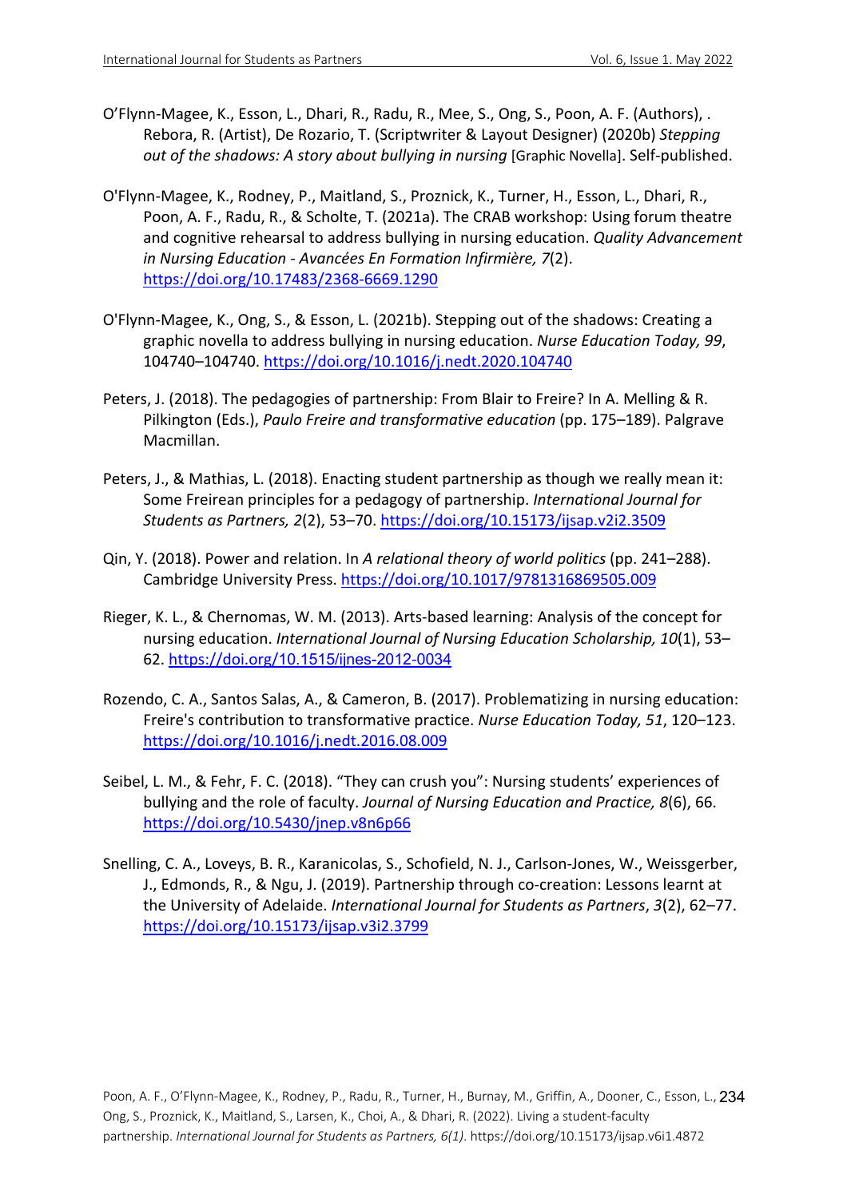O'Flynn-Magee, K., Esson, L., Dhari, R., Radu, R., Mee, S., Ong, S., Poon, A. F. (Authors), . Rebora, R. (Artist), De Rozario, T. (Scriptwriter & Layout Designer) (2020b) *Stepping out of the shadows: A story about bullying in nursing* [Graphic Novella]. Self-published.

O'Flynn-Magee, K., Rodney, P., Maitland, S., Proznick, K., Turner, H., Esson, L., Dhari, R., Poon, A. F., Radu, R., & Scholte, T. (2021a). The CRAB workshop: Using forum theatre and cognitive rehearsal to address bullying in nursing education. *Quality Advancement in Nursing Education - Avancées En Formation Infirmière, 7*(2). https://doi.org/10.17483/2368-6669.1290

O'Flynn-Magee, K., Ong, S., & Esson, L. (2021b). Stepping out of the shadows: Creating a graphic novella to address bullying in nursing education. *Nurse Education Today, 99*, 104740–104740. https://doi.org/10.1016/j.nedt.2020.104740

Peters, J. (2018). The pedagogies of partnership: From Blair to Freire? In A. Melling & R. Pilkington (Eds.), *Paulo Freire and transformative education* (pp. 175–189). Palgrave Macmillan.

Peters, J., & Mathias, L. (2018). Enacting student partnership as though we really mean it: Some Freirean principles for a pedagogy of partnership. *International Journal for Students as Partners, 2*(2), 53–70. https://doi.org/10.15173/ijsap.v2i2.3509

Qin, Y. (2018). Power and relation. In *A relational theory of world politics* (pp. 241–288). Cambridge University Press. https://doi.org/10.1017/9781316869505.009

Rieger, K. L., & Chernomas, W. M. (2013). Arts-based learning: Analysis of the concept for nursing education. *International Journal of Nursing Education Scholarship, 10*(1), 53–62. https://doi.org/10.1515/ijnes-2012-0034

Rozendo, C. A., Santos Salas, A., & Cameron, B. (2017). Problematizing in nursing education: Freire's contribution to transformative practice. *Nurse Education Today, 51*, 120–123. https://doi.org/10.1016/j.nedt.2016.08.009

Seibel, L. M., & Fehr, F. C. (2018). "They can crush you": Nursing students' experiences of bullying and the role of faculty. *Journal of Nursing Education and Practice, 8*(6), 66. https://doi.org/10.5430/jnep.v8n6p66

Snelling, C. A., Loveys, B. R., Karanicolas, S., Schofield, N. J., Carlson-Jones, W., Weissgerber, J., Edmonds, R., & Ngu, J. (2019). Partnership through co-creation: Lessons learnt at the University of Adelaide. *International Journal for Students as Partners*, *3*(2), 62–77. https://doi.org/10.15173/ijsap.v3i2.3799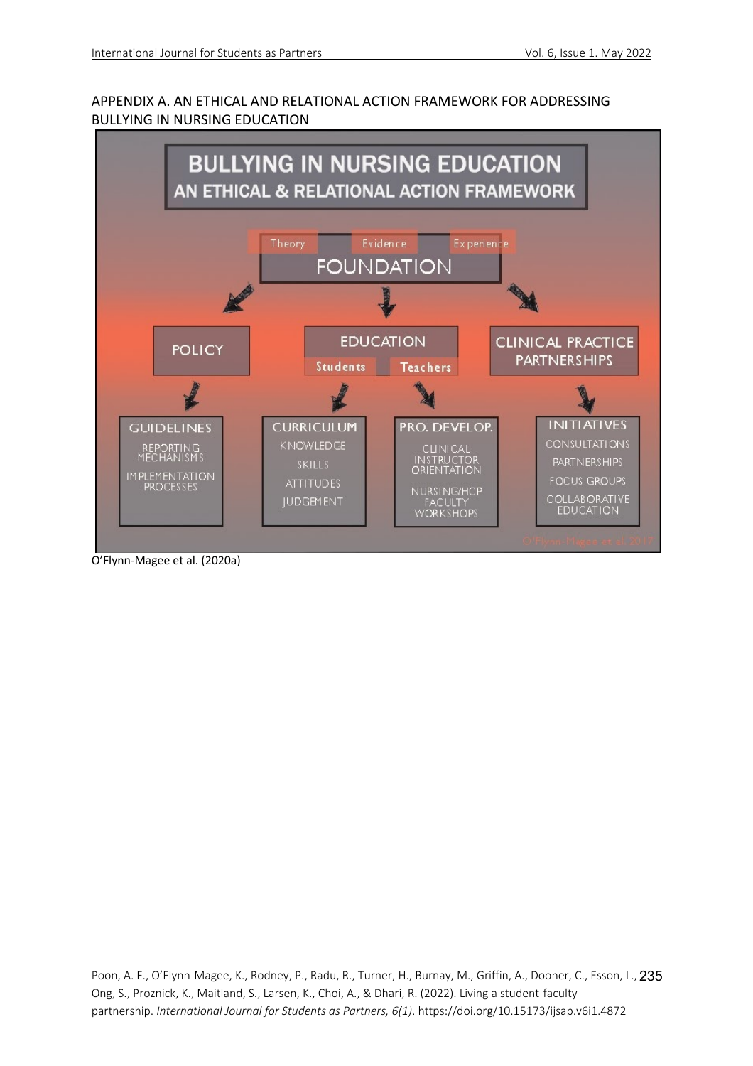## APPENDIX A. AN ETHICAL AND RELATIONAL ACTION FRAMEWORK FOR ADDRESSING BULLYING IN NURSING EDUCATION

**BULLYING IN NURSING EDUCATION**
**AN ETHICAL & RELATIONAL ACTION FRAMEWORK**

Theory | Evidence | Experience

FOUNDATION

- POLICY
  - GUIDELINES
    - REPORTING MECHANISMS
    - IMPLEMENTATION PROCESSES
- EDUCATION
  - Students
    - CURRICULUM
      - KNOWLEDGE
      - SKILLS
      - ATTITUDES
      - JUDGEMENT
  - Teachers
    - PRO. DEVELOP.
      - CLINICAL INSTRUCTOR ORIENTATION
      - NURSING/HCP FACULTY WORKSHOPS
- CLINICAL PRACTICE PARTNERSHIPS
  - INITIATIVES
    - CONSULTATIONS
    - PARTNERSHIPS
    - FOCUS GROUPS
    - COLLABORATIVE EDUCATION

O'Flynn-Magee et al. 2017

O'Flynn-Magee et al. (2020a)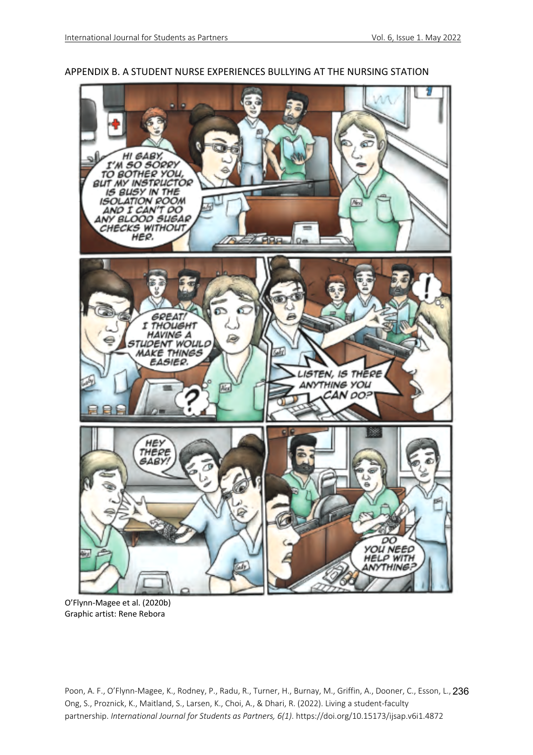## APPENDIX B. A STUDENT NURSE EXPERIENCES BULLYING AT THE NURSING STATION

O'Flynn-Magee et al. (2020b)
Graphic artist: Rene Rebora

Poon, A. F., O'Flynn-Magee, K., Rodney, P., Radu, R., Turner, H., Burnay, M., Griffin, A., Dooner, C., Esson, L., Ong, S., Proznick, K., Maitland, S., Larsen, K., Choi, A., & Dhari, R. (2022). Living a student-faculty partnership. *International Journal for Students as Partners, 6(1)*. https://doi.org/10.15173/ijsap.v6i1.4872